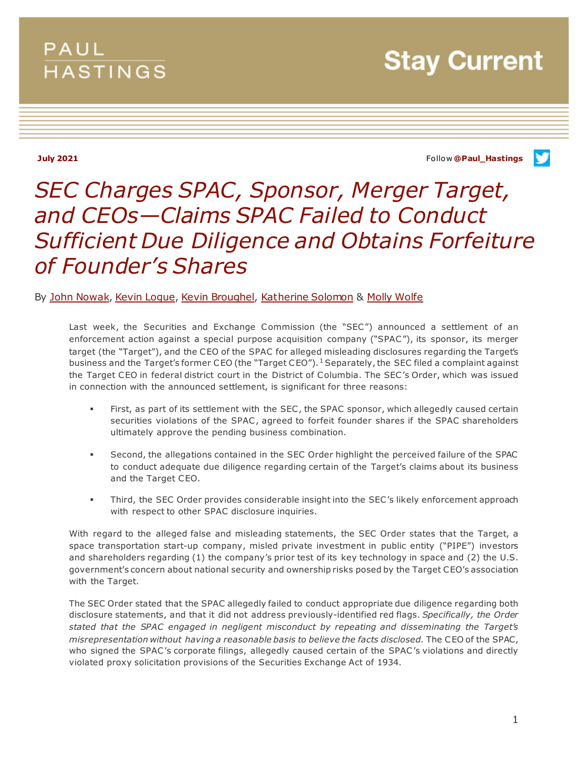PAUL HASTINGS

Stay Current

July 2021

Follow @Paul_Hastings

# *SEC Charges SPAC, Sponsor, Merger Target, and CEOs—Claims SPAC Failed to Conduct Sufficient Due Diligence and Obtains Forfeiture of Founder's Shares*

By John Nowak, Kevin Logue, Kevin Broughel, Katherine Solomon & Molly Wolfe

Last week, the Securities and Exchange Commission (the "SEC") announced a settlement of an enforcement action against a special purpose acquisition company ("SPAC"), its sponsor, its merger target (the "Target"), and the CEO of the SPAC for alleged misleading disclosures regarding the Target's business and the Target's former CEO (the "Target CEO").[1] Separately, the SEC filed a complaint against the Target CEO in federal district court in the District of Columbia. The SEC's Order, which was issued in connection with the announced settlement, is significant for three reasons:

- First, as part of its settlement with the SEC, the SPAC sponsor, which allegedly caused certain securities violations of the SPAC, agreed to forfeit founder shares if the SPAC shareholders ultimately approve the pending business combination.
- Second, the allegations contained in the SEC Order highlight the perceived failure of the SPAC to conduct adequate due diligence regarding certain of the Target's claims about its business and the Target CEO.
- Third, the SEC Order provides considerable insight into the SEC's likely enforcement approach with respect to other SPAC disclosure inquiries.

With regard to the alleged false and misleading statements, the SEC Order states that the Target, a space transportation start-up company, misled private investment in public entity ("PIPE") investors and shareholders regarding (1) the company's prior test of its key technology in space and (2) the U.S. government's concern about national security and ownership risks posed by the Target CEO's association with the Target.

The SEC Order stated that the SPAC allegedly failed to conduct appropriate due diligence regarding both disclosure statements, and that it did not address previously-identified red flags. *Specifically, the Order stated that the SPAC engaged in negligent misconduct by repeating and disseminating the Target's misrepresentation without having a reasonable basis to believe the facts disclosed.* The CEO of the SPAC, who signed the SPAC's corporate filings, allegedly caused certain of the SPAC's violations and directly violated proxy solicitation provisions of the Securities Exchange Act of 1934.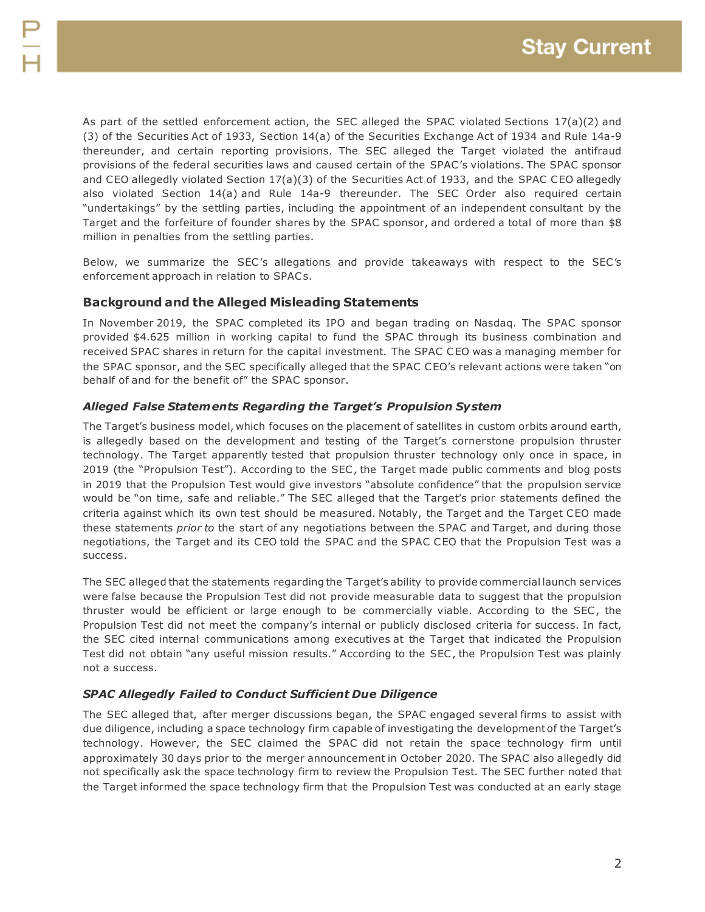As part of the settled enforcement action, the SEC alleged the SPAC violated Sections 17(a)(2) and (3) of the Securities Act of 1933, Section 14(a) of the Securities Exchange Act of 1934 and Rule 14a-9 thereunder, and certain reporting provisions. The SEC alleged the Target violated the antifraud provisions of the federal securities laws and caused certain of the SPAC's violations. The SPAC sponsor and CEO allegedly violated Section 17(a)(3) of the Securities Act of 1933, and the SPAC CEO allegedly also violated Section 14(a) and Rule 14a-9 thereunder. The SEC Order also required certain "undertakings" by the settling parties, including the appointment of an independent consultant by the Target and the forfeiture of founder shares by the SPAC sponsor, and ordered a total of more than $8 million in penalties from the settling parties.

Below, we summarize the SEC's allegations and provide takeaways with respect to the SEC's enforcement approach in relation to SPACs.

## Background and the Alleged Misleading Statements

In November 2019, the SPAC completed its IPO and began trading on Nasdaq. The SPAC sponsor provided $4.625 million in working capital to fund the SPAC through its business combination and received SPAC shares in return for the capital investment. The SPAC CEO was a managing member for the SPAC sponsor, and the SEC specifically alleged that the SPAC CEO's relevant actions were taken "on behalf of and for the benefit of" the SPAC sponsor.

### *Alleged False Statements Regarding the Target's Propulsion System*

The Target's business model, which focuses on the placement of satellites in custom orbits around earth, is allegedly based on the development and testing of the Target's cornerstone propulsion thruster technology. The Target apparently tested that propulsion thruster technology only once in space, in 2019 (the "Propulsion Test"). According to the SEC, the Target made public comments and blog posts in 2019 that the Propulsion Test would give investors "absolute confidence" that the propulsion service would be "on time, safe and reliable." The SEC alleged that the Target's prior statements defined the criteria against which its own test should be measured. Notably, the Target and the Target CEO made these statements *prior to* the start of any negotiations between the SPAC and Target, and during those negotiations, the Target and its CEO told the SPAC and the SPAC CEO that the Propulsion Test was a success.

The SEC alleged that the statements regarding the Target's ability to provide commercial launch services were false because the Propulsion Test did not provide measurable data to suggest that the propulsion thruster would be efficient or large enough to be commercially viable. According to the SEC, the Propulsion Test did not meet the company's internal or publicly disclosed criteria for success. In fact, the SEC cited internal communications among executives at the Target that indicated the Propulsion Test did not obtain "any useful mission results." According to the SEC, the Propulsion Test was plainly not a success.

### *SPAC Allegedly Failed to Conduct Sufficient Due Diligence*

The SEC alleged that, after merger discussions began, the SPAC engaged several firms to assist with due diligence, including a space technology firm capable of investigating the development of the Target's technology. However, the SEC claimed the SPAC did not retain the space technology firm until approximately 30 days prior to the merger announcement in October 2020. The SPAC also allegedly did not specifically ask the space technology firm to review the Propulsion Test. The SEC further noted that the Target informed the space technology firm that the Propulsion Test was conducted at an early stage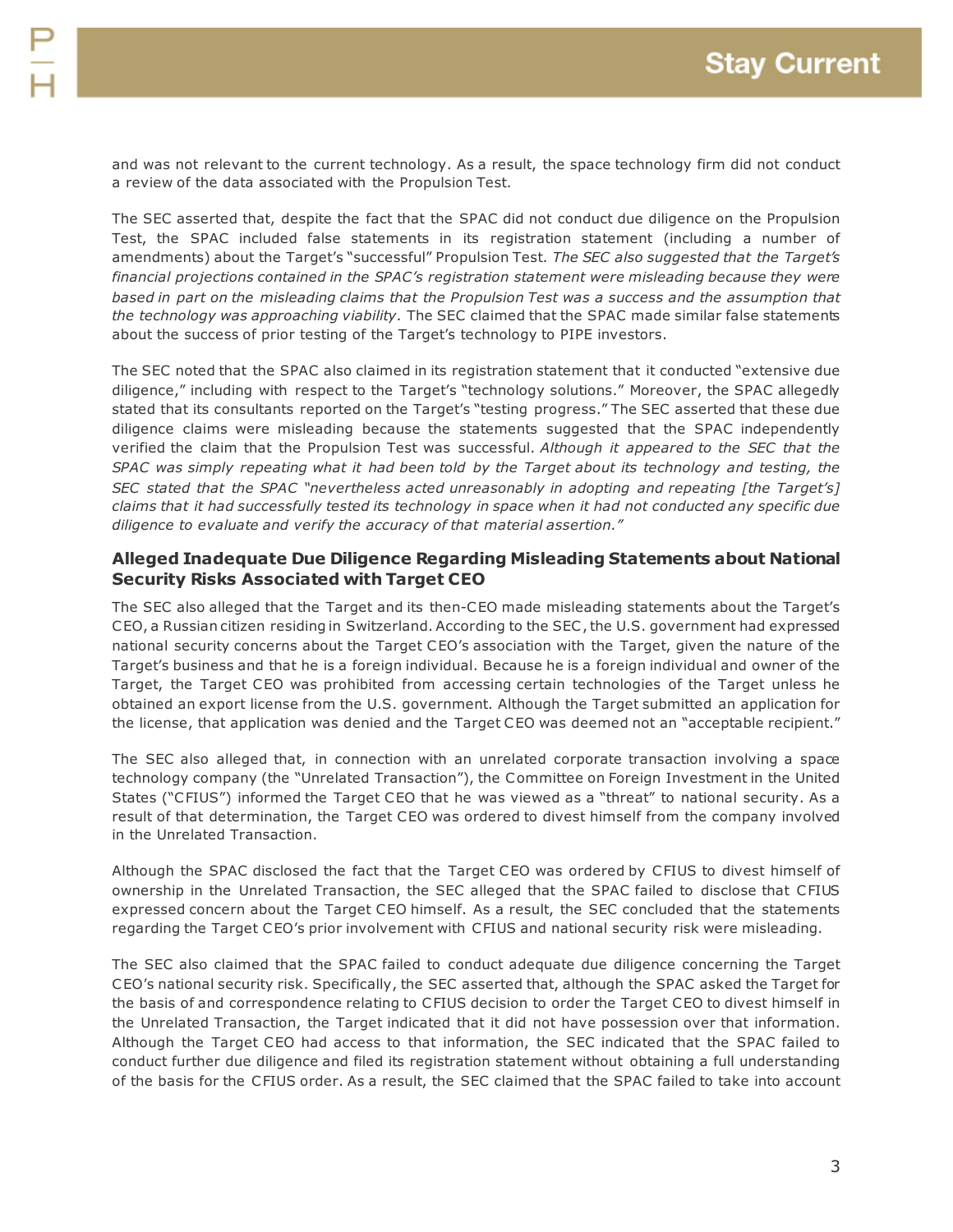and was not relevant to the current technology. As a result, the space technology firm did not conduct a review of the data associated with the Propulsion Test.

The SEC asserted that, despite the fact that the SPAC did not conduct due diligence on the Propulsion Test, the SPAC included false statements in its registration statement (including a number of amendments) about the Target's "successful" Propulsion Test. *The SEC also suggested that the Target's financial projections contained in the SPAC's registration statement were misleading because they were based in part on the misleading claims that the Propulsion Test was a success and the assumption that the technology was approaching viability*. The SEC claimed that the SPAC made similar false statements about the success of prior testing of the Target's technology to PIPE investors.

The SEC noted that the SPAC also claimed in its registration statement that it conducted "extensive due diligence," including with respect to the Target's "technology solutions." Moreover, the SPAC allegedly stated that its consultants reported on the Target's "testing progress." The SEC asserted that these due diligence claims were misleading because the statements suggested that the SPAC independently verified the claim that the Propulsion Test was successful. *Although it appeared to the SEC that the SPAC was simply repeating what it had been told by the Target about its technology and testing, the SEC stated that the SPAC "nevertheless acted unreasonably in adopting and repeating [the Target's] claims that it had successfully tested its technology in space when it had not conducted any specific due diligence to evaluate and verify the accuracy of that material assertion."*

### Alleged Inadequate Due Diligence Regarding Misleading Statements about National Security Risks Associated with Target CEO

The SEC also alleged that the Target and its then-CEO made misleading statements about the Target's CEO, a Russian citizen residing in Switzerland. According to the SEC, the U.S. government had expressed national security concerns about the Target CEO's association with the Target, given the nature of the Target's business and that he is a foreign individual. Because he is a foreign individual and owner of the Target, the Target CEO was prohibited from accessing certain technologies of the Target unless he obtained an export license from the U.S. government. Although the Target submitted an application for the license, that application was denied and the Target CEO was deemed not an "acceptable recipient."

The SEC also alleged that, in connection with an unrelated corporate transaction involving a space technology company (the "Unrelated Transaction"), the Committee on Foreign Investment in the United States ("CFIUS") informed the Target CEO that he was viewed as a "threat" to national security. As a result of that determination, the Target CEO was ordered to divest himself from the company involved in the Unrelated Transaction.

Although the SPAC disclosed the fact that the Target CEO was ordered by CFIUS to divest himself of ownership in the Unrelated Transaction, the SEC alleged that the SPAC failed to disclose that CFIUS expressed concern about the Target CEO himself. As a result, the SEC concluded that the statements regarding the Target CEO's prior involvement with CFIUS and national security risk were misleading.

The SEC also claimed that the SPAC failed to conduct adequate due diligence concerning the Target CEO's national security risk. Specifically, the SEC asserted that, although the SPAC asked the Target for the basis of and correspondence relating to CFIUS decision to order the Target CEO to divest himself in the Unrelated Transaction, the Target indicated that it did not have possession over that information. Although the Target CEO had access to that information, the SEC indicated that the SPAC failed to conduct further due diligence and filed its registration statement without obtaining a full understanding of the basis for the CFIUS order. As a result, the SEC claimed that the SPAC failed to take into account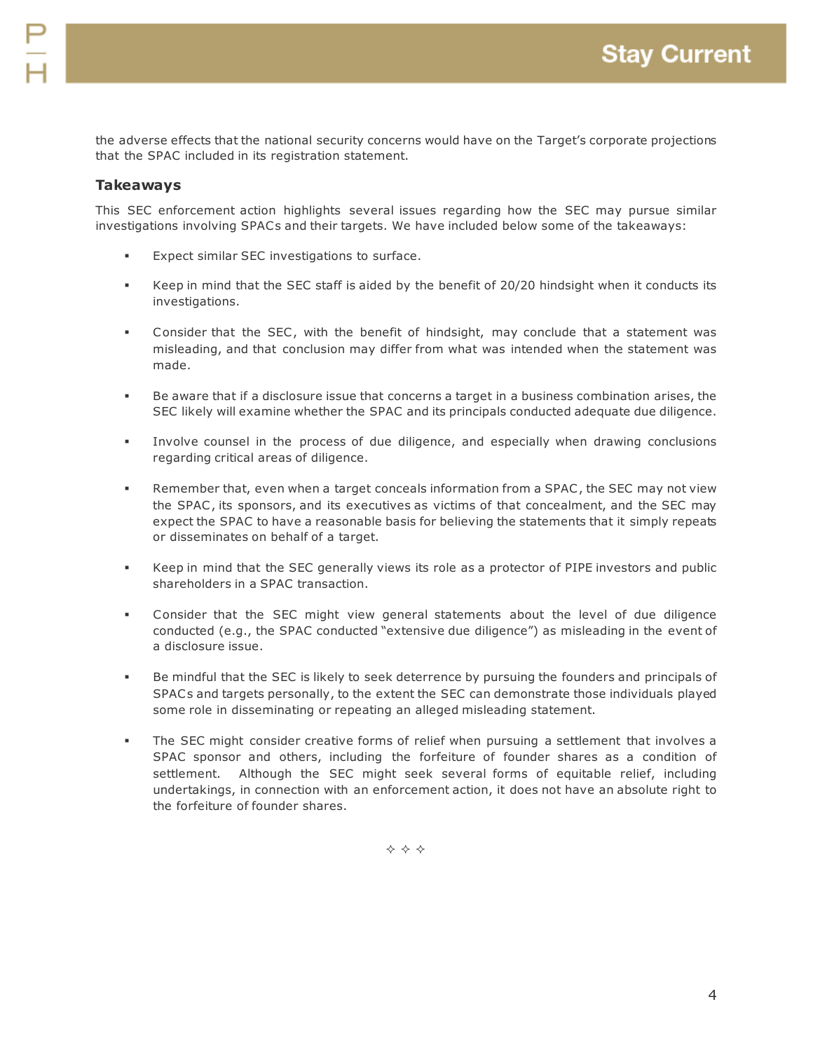the adverse effects that the national security concerns would have on the Target's corporate projections that the SPAC included in its registration statement.

### Takeaways

This SEC enforcement action highlights several issues regarding how the SEC may pursue similar investigations involving SPACs and their targets. We have included below some of the takeaways:

- Expect similar SEC investigations to surface.
- Keep in mind that the SEC staff is aided by the benefit of 20/20 hindsight when it conducts its investigations.
- Consider that the SEC, with the benefit of hindsight, may conclude that a statement was misleading, and that conclusion may differ from what was intended when the statement was made.
- Be aware that if a disclosure issue that concerns a target in a business combination arises, the SEC likely will examine whether the SPAC and its principals conducted adequate due diligence.
- Involve counsel in the process of due diligence, and especially when drawing conclusions regarding critical areas of diligence.
- Remember that, even when a target conceals information from a SPAC, the SEC may not view the SPAC, its sponsors, and its executives as victims of that concealment, and the SEC may expect the SPAC to have a reasonable basis for believing the statements that it simply repeats or disseminates on behalf of a target.
- Keep in mind that the SEC generally views its role as a protector of PIPE investors and public shareholders in a SPAC transaction.
- Consider that the SEC might view general statements about the level of due diligence conducted (e.g., the SPAC conducted "extensive due diligence") as misleading in the event of a disclosure issue.
- Be mindful that the SEC is likely to seek deterrence by pursuing the founders and principals of SPACs and targets personally, to the extent the SEC can demonstrate those individuals played some role in disseminating or repeating an alleged misleading statement.
- The SEC might consider creative forms of relief when pursuing a settlement that involves a SPAC sponsor and others, including the forfeiture of founder shares as a condition of settlement. Although the SEC might seek several forms of equitable relief, including undertakings, in connection with an enforcement action, it does not have an absolute right to the forfeiture of founder shares.

✧ ✧ ✧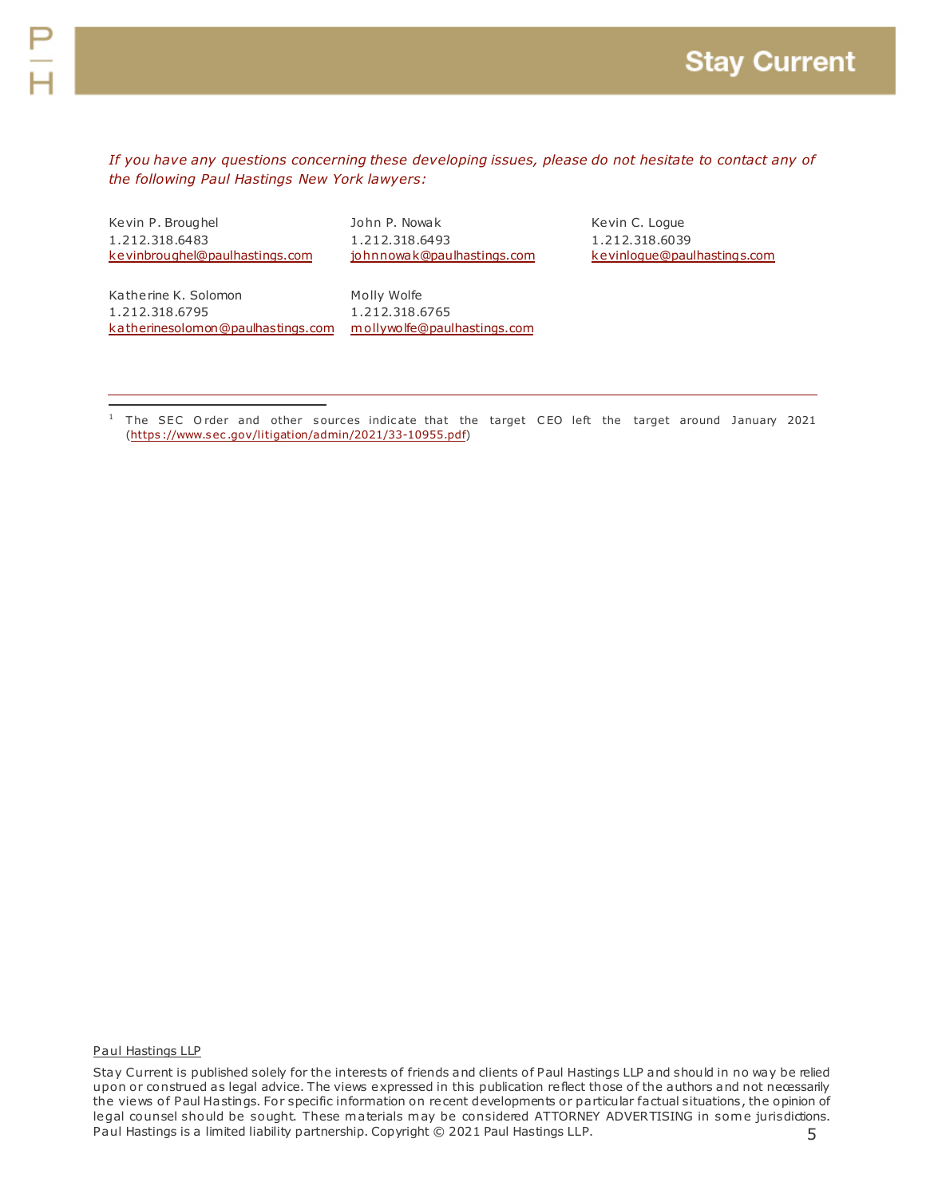*If you have any questions concerning these developing issues, please do not hesitate to contact any of the following Paul Hastings New York lawyers:*

Kevin P. Broughel
1.212.318.6483
kevinbroughel@paulhastings.com

John P. Nowak
1.212.318.6493
johnnowak@paulhastings.com

Kevin C. Logue
1.212.318.6039
kevinlogue@paulhastings.com

Katherine K. Solomon
1.212.318.6795
katherinesolomon@paulhastings.com

Molly Wolfe
1.212.318.6765
mollywolfe@paulhastings.com

---

[1] The SEC Order and other sources indicate that the target CEO left the target around January 2021 (https://www.sec.gov/litigation/admin/2021/33-10955.pdf)

Paul Hastings LLP

Stay Current is published solely for the interests of friends and clients of Paul Hastings LLP and should in no way be relied upon or construed as legal advice. The views expressed in this publication reflect those of the authors and not necessarily the views of Paul Hastings. For specific information on recent developments or particular factual situations, the opinion of legal counsel should be sought. These materials may be considered ATTORNEY ADVERTISING in some jurisdictions. Paul Hastings is a limited liability partnership. Copyright © 2021 Paul Hastings LLP.